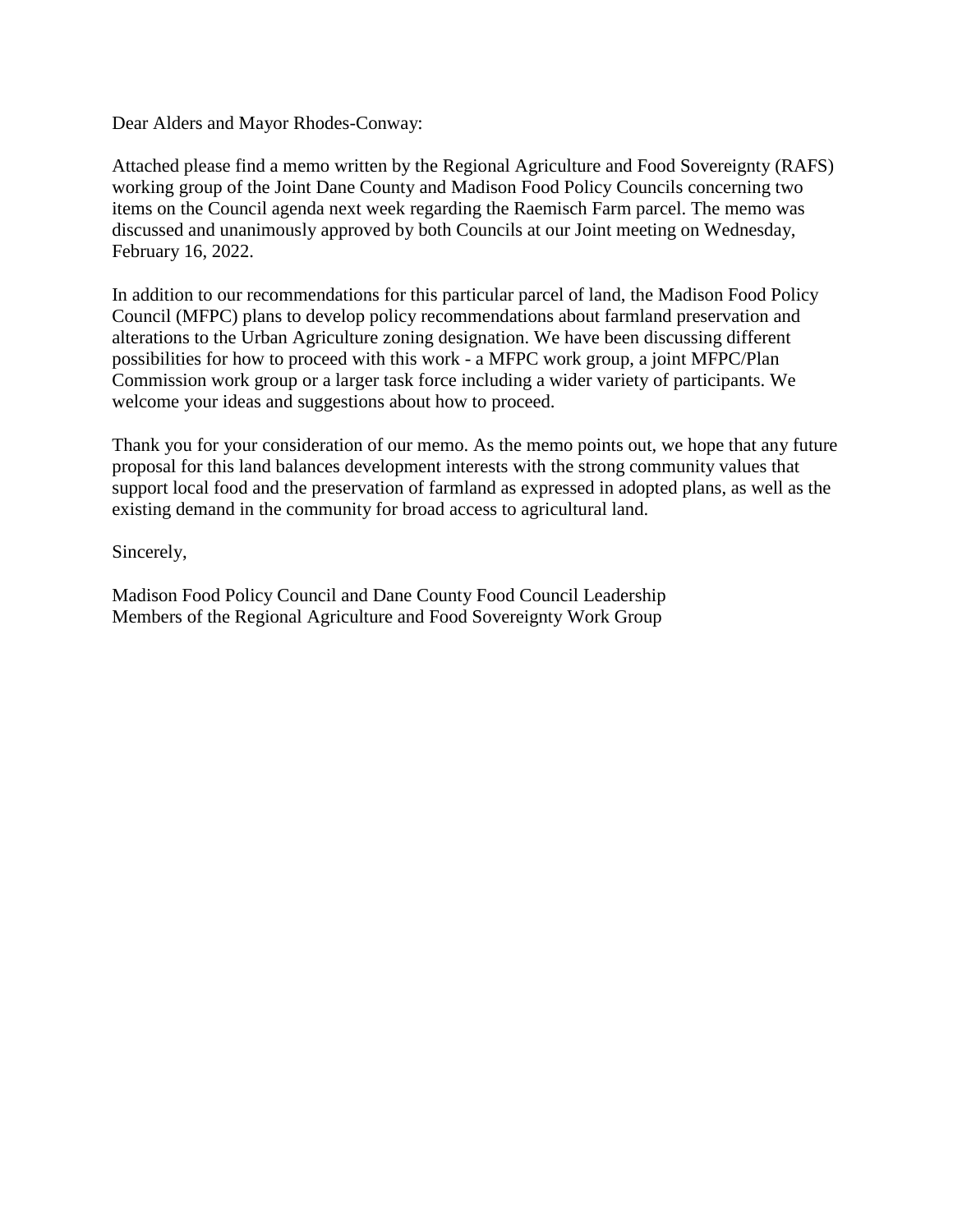Dear Alders and Mayor Rhodes-Conway:

Attached please find a memo written by the Regional Agriculture and Food Sovereignty (RAFS) working group of the Joint Dane County and Madison Food Policy Councils concerning two items on the Council agenda next week regarding the Raemisch Farm parcel. The memo was discussed and unanimously approved by both Councils at our Joint meeting on Wednesday, February 16, 2022.

In addition to our recommendations for this particular parcel of land, the Madison Food Policy Council (MFPC) plans to develop policy recommendations about farmland preservation and alterations to the Urban Agriculture zoning designation. We have been discussing different possibilities for how to proceed with this work - a MFPC work group, a joint MFPC/Plan Commission work group or a larger task force including a wider variety of participants. We welcome your ideas and suggestions about how to proceed.

Thank you for your consideration of our memo. As the memo points out, we hope that any future proposal for this land balances development interests with the strong community values that support local food and the preservation of farmland as expressed in adopted plans, as well as the existing demand in the community for broad access to agricultural land.

Sincerely,

Madison Food Policy Council and Dane County Food Council Leadership
Members of the Regional Agriculture and Food Sovereignty Work Group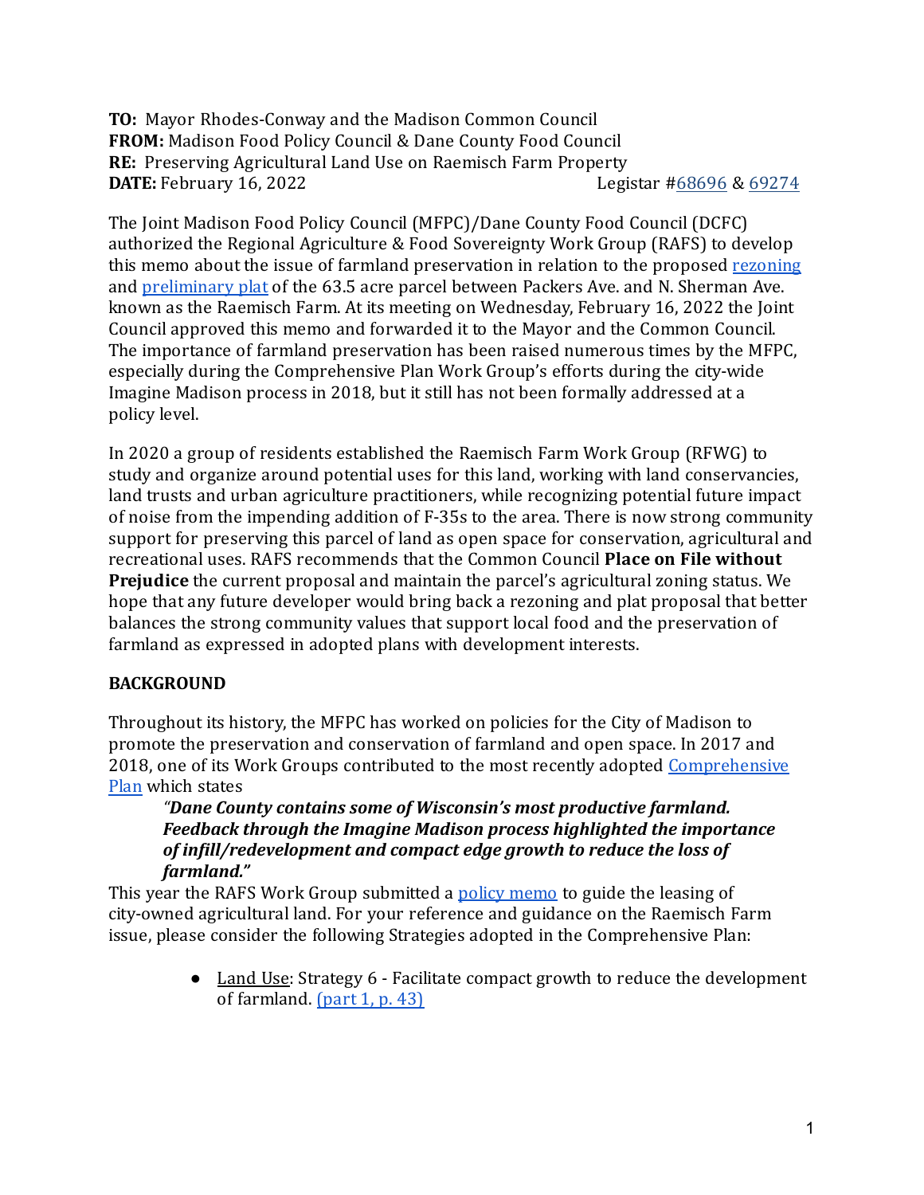**TO:** Mayor Rhodes-Conway and the Madison Common Council
**FROM:** Madison Food Policy Council & Dane County Food Council
**RE:** Preserving Agricultural Land Use on Raemisch Farm Property
**DATE:** February 16, 2022 Legistar #68696 & 69274

The Joint Madison Food Policy Council (MFPC)/Dane County Food Council (DCFC) authorized the Regional Agriculture & Food Sovereignty Work Group (RAFS) to develop this memo about the issue of farmland preservation in relation to the proposed rezoning and preliminary plat of the 63.5 acre parcel between Packers Ave. and N. Sherman Ave. known as the Raemisch Farm. At its meeting on Wednesday, February 16, 2022 the Joint Council approved this memo and forwarded it to the Mayor and the Common Council. The importance of farmland preservation has been raised numerous times by the MFPC, especially during the Comprehensive Plan Work Group's efforts during the city-wide Imagine Madison process in 2018, but it still has not been formally addressed at a policy level.

In 2020 a group of residents established the Raemisch Farm Work Group (RFWG) to study and organize around potential uses for this land, working with land conservancies, land trusts and urban agriculture practitioners, while recognizing potential future impact of noise from the impending addition of F-35s to the area. There is now strong community support for preserving this parcel of land as open space for conservation, agricultural and recreational uses. RAFS recommends that the Common Council **Place on File without Prejudice** the current proposal and maintain the parcel's agricultural zoning status. We hope that any future developer would bring back a rezoning and plat proposal that better balances the strong community values that support local food and the preservation of farmland as expressed in adopted plans with development interests.

**BACKGROUND**

Throughout its history, the MFPC has worked on policies for the City of Madison to promote the preservation and conservation of farmland and open space. In 2017 and 2018, one of its Work Groups contributed to the most recently adopted Comprehensive Plan which states

> *"**Dane County contains some of Wisconsin's most productive farmland. Feedback through the Imagine Madison process highlighted the importance of infill/redevelopment and compact edge growth to reduce the loss of farmland.**"*

This year the RAFS Work Group submitted a policy memo to guide the leasing of city-owned agricultural land. For your reference and guidance on the Raemisch Farm issue, please consider the following Strategies adopted in the Comprehensive Plan:

- Land Use: Strategy 6 - Facilitate compact growth to reduce the development of farmland. (part 1, p. 43)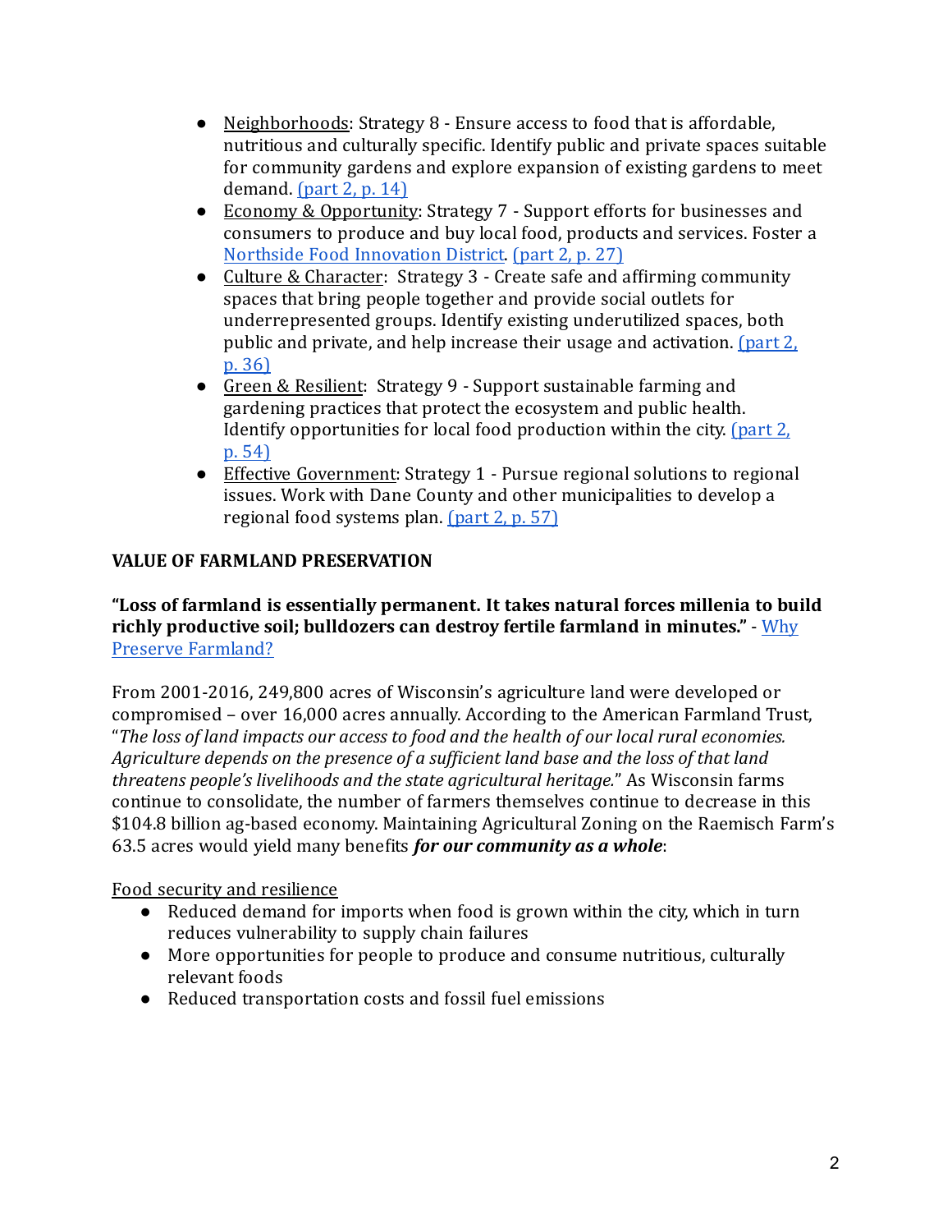- Neighborhoods: Strategy 8 - Ensure access to food that is affordable, nutritious and culturally specific. Identify public and private spaces suitable for community gardens and explore expansion of existing gardens to meet demand. (part 2, p. 14)
- Economy & Opportunity: Strategy 7 - Support efforts for businesses and consumers to produce and buy local food, products and services. Foster a Northside Food Innovation District. (part 2, p. 27)
- Culture & Character: Strategy 3 - Create safe and affirming community spaces that bring people together and provide social outlets for underrepresented groups. Identify existing underutilized spaces, both public and private, and help increase their usage and activation. (part 2, p. 36)
- Green & Resilient: Strategy 9 - Support sustainable farming and gardening practices that protect the ecosystem and public health. Identify opportunities for local food production within the city. (part 2, p. 54)
- Effective Government: Strategy 1 - Pursue regional solutions to regional issues. Work with Dane County and other municipalities to develop a regional food systems plan. (part 2, p. 57)

**VALUE OF FARMLAND PRESERVATION**

**"Loss of farmland is essentially permanent. It takes natural forces millenia to build richly productive soil; bulldozers can destroy fertile farmland in minutes."** - Why Preserve Farmland?

From 2001-2016, 249,800 acres of Wisconsin's agriculture land were developed or compromised – over 16,000 acres annually. According to the American Farmland Trust, "*The loss of land impacts our access to food and the health of our local rural economies. Agriculture depends on the presence of a sufficient land base and the loss of that land threatens people's livelihoods and the state agricultural heritage.*" As Wisconsin farms continue to consolidate, the number of farmers themselves continue to decrease in this $104.8 billion ag-based economy. Maintaining Agricultural Zoning on the Raemisch Farm's 63.5 acres would yield many benefits ***for our community as a whole***:

Food security and resilience

- Reduced demand for imports when food is grown within the city, which in turn reduces vulnerability to supply chain failures
- More opportunities for people to produce and consume nutritious, culturally relevant foods
- Reduced transportation costs and fossil fuel emissions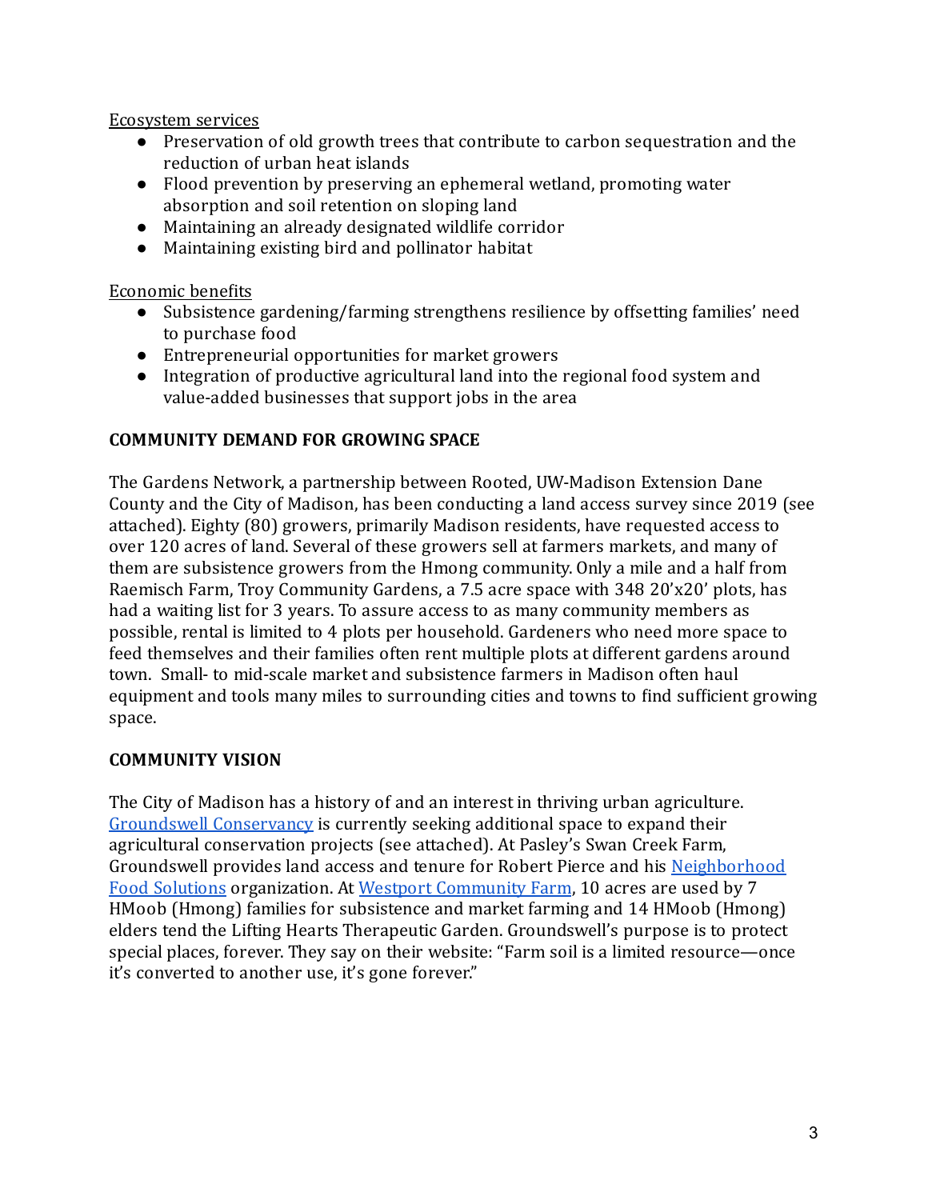<u>Ecosystem services</u>

- Preservation of old growth trees that contribute to carbon sequestration and the reduction of urban heat islands
- Flood prevention by preserving an ephemeral wetland, promoting water absorption and soil retention on sloping land
- Maintaining an already designated wildlife corridor
- Maintaining existing bird and pollinator habitat

<u>Economic benefits</u>

- Subsistence gardening/farming strengthens resilience by offsetting families' need to purchase food
- Entrepreneurial opportunities for market growers
- Integration of productive agricultural land into the regional food system and value-added businesses that support jobs in the area

**COMMUNITY DEMAND FOR GROWING SPACE**

The Gardens Network, a partnership between Rooted, UW-Madison Extension Dane County and the City of Madison, has been conducting a land access survey since 2019 (see attached). Eighty (80) growers, primarily Madison residents, have requested access to over 120 acres of land. Several of these growers sell at farmers markets, and many of them are subsistence growers from the Hmong community. Only a mile and a half from Raemisch Farm, Troy Community Gardens, a 7.5 acre space with 348 20'x20' plots, has had a waiting list for 3 years. To assure access to as many community members as possible, rental is limited to 4 plots per household. Gardeners who need more space to feed themselves and their families often rent multiple plots at different gardens around town. Small- to mid-scale market and subsistence farmers in Madison often haul equipment and tools many miles to surrounding cities and towns to find sufficient growing space.

**COMMUNITY VISION**

The City of Madison has a history of and an interest in thriving urban agriculture. [Groundswell Conservancy] is currently seeking additional space to expand their agricultural conservation projects (see attached). At Pasley's Swan Creek Farm, Groundswell provides land access and tenure for Robert Pierce and his [Neighborhood Food Solutions] organization. At [Westport Community Farm], 10 acres are used by 7 HMoob (Hmong) families for subsistence and market farming and 14 HMoob (Hmong) elders tend the Lifting Hearts Therapeutic Garden. Groundswell's purpose is to protect special places, forever. They say on their website: "Farm soil is a limited resource—once it's converted to another use, it's gone forever."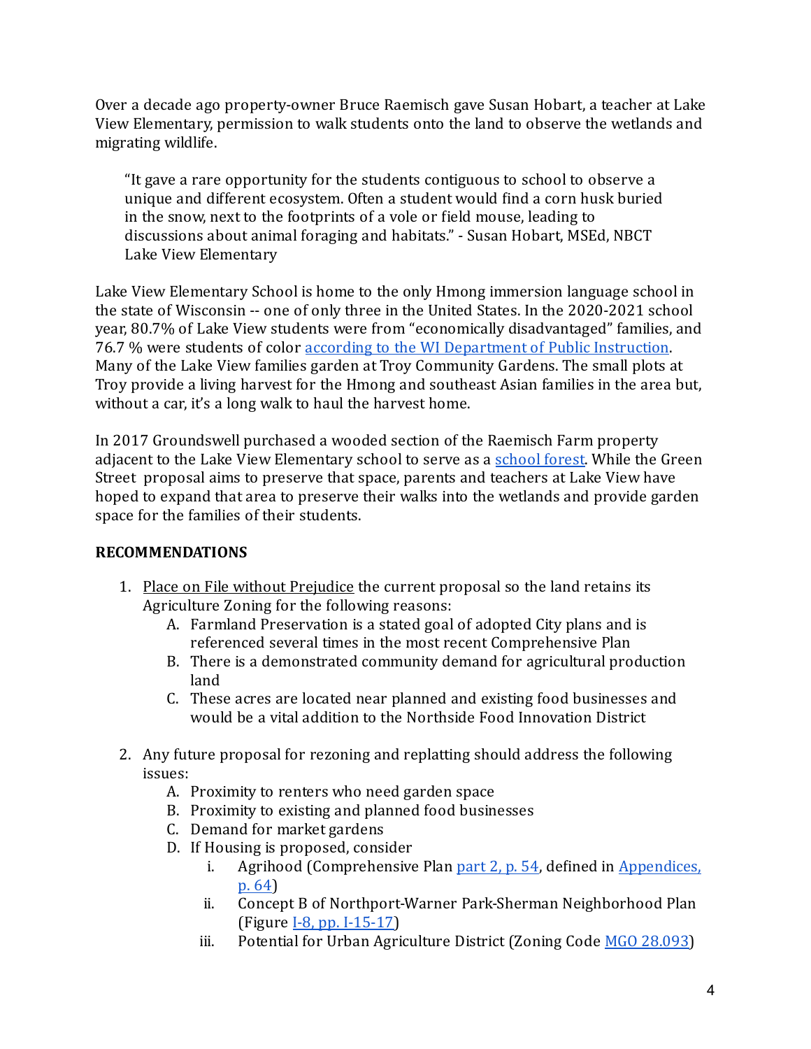Over a decade ago property-owner Bruce Raemisch gave Susan Hobart, a teacher at Lake View Elementary, permission to walk students onto the land to observe the wetlands and migrating wildlife.

> "It gave a rare opportunity for the students contiguous to school to observe a unique and different ecosystem. Often a student would find a corn husk buried in the snow, next to the footprints of a vole or field mouse, leading to discussions about animal foraging and habitats." - Susan Hobart, MSEd, NBCT Lake View Elementary

Lake View Elementary School is home to the only Hmong immersion language school in the state of Wisconsin -- one of only three in the United States. In the 2020-2021 school year, 80.7% of Lake View students were from "economically disadvantaged" families, and 76.7 % were students of color according to the WI Department of Public Instruction. Many of the Lake View families garden at Troy Community Gardens. The small plots at Troy provide a living harvest for the Hmong and southeast Asian families in the area but, without a car, it's a long walk to haul the harvest home.

In 2017 Groundswell purchased a wooded section of the Raemisch Farm property adjacent to the Lake View Elementary school to serve as a school forest. While the Green Street proposal aims to preserve that space, parents and teachers at Lake View have hoped to expand that area to preserve their walks into the wetlands and provide garden space for the families of their students.

**RECOMMENDATIONS**

1. Place on File without Prejudice the current proposal so the land retains its Agriculture Zoning for the following reasons:
   A. Farmland Preservation is a stated goal of adopted City plans and is referenced several times in the most recent Comprehensive Plan
   B. There is a demonstrated community demand for agricultural production land
   C. These acres are located near planned and existing food businesses and would be a vital addition to the Northside Food Innovation District

2. Any future proposal for rezoning and replatting should address the following issues:
   A. Proximity to renters who need garden space
   B. Proximity to existing and planned food businesses
   C. Demand for market gardens
   D. If Housing is proposed, consider
      i. Agrihood (Comprehensive Plan part 2, p. 54, defined in Appendices, p. 64)
      ii. Concept B of Northport-Warner Park-Sherman Neighborhood Plan (Figure I-8, pp. I-15-17)
      iii. Potential for Urban Agriculture District (Zoning Code MGO 28.093)